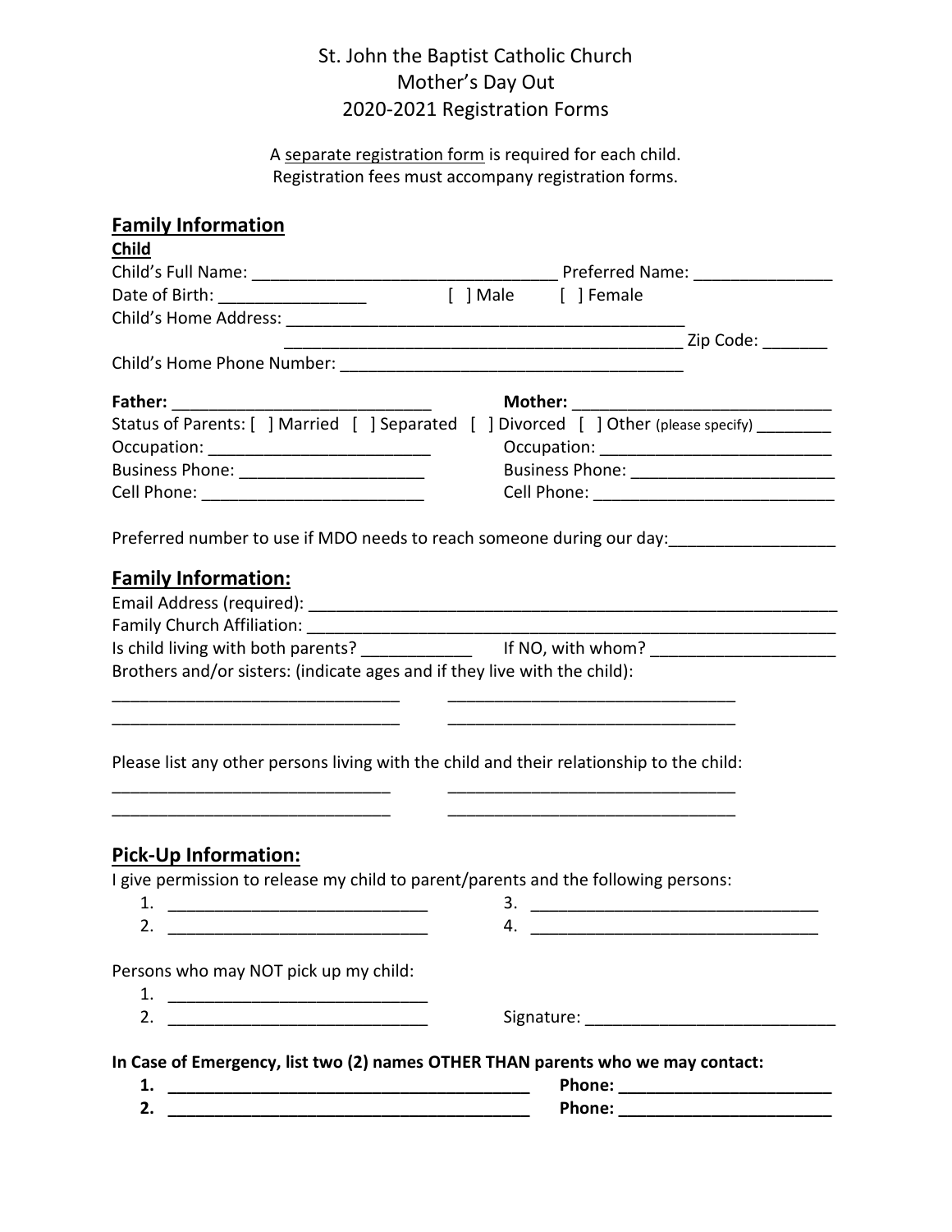# St. John the Baptist Catholic Church
# Mother's Day Out
# 2020-2021 Registration Forms

A separate registration form is required for each child.
Registration fees must accompany registration forms.

## Family Information

**Child**

Child's Full Name: __________________________________ Preferred Name: _______________

Date of Birth: ________________ [ ] Male [ ] Female

Child's Home Address: _____________________________________________

_____________________________________________ Zip Code: _______

Child's Home Phone Number: ______________________________________

**Father:** ____________________________ **Mother:** ____________________________

Status of Parents: [ ] Married [ ] Separated [ ] Divorced [ ] Other (please specify) ________

Occupation: _________________________ Occupation: __________________________

Business Phone: _____________________ Business Phone: _______________________

Cell Phone: _________________________ Cell Phone: ___________________________

Preferred number to use if MDO needs to reach someone during our day:__________________

## Family Information:

Email Address (required): ____________________________________________________________

Family Church Affiliation: ____________________________________________________________

Is child living with both parents? ____________ If NO, with whom? ____________________

Brothers and/or sisters: (indicate ages and if they live with the child):

_______________________________ _______________________________

_______________________________ _______________________________

Please list any other persons living with the child and their relationship to the child:

______________________________ _______________________________

______________________________ _______________________________

## Pick-Up Information:

I give permission to release my child to parent/parents and the following persons:

1. ____________________________
2. ____________________________
3. ________________________________
4. ________________________________

Persons who may NOT pick up my child:

1. ____________________________
2. ____________________________

Signature: ___________________________

**In Case of Emergency, list two (2) names OTHER THAN parents who we may contact:**

**1. ________________________________________ Phone: ________________________**

**2. ________________________________________ Phone: ________________________**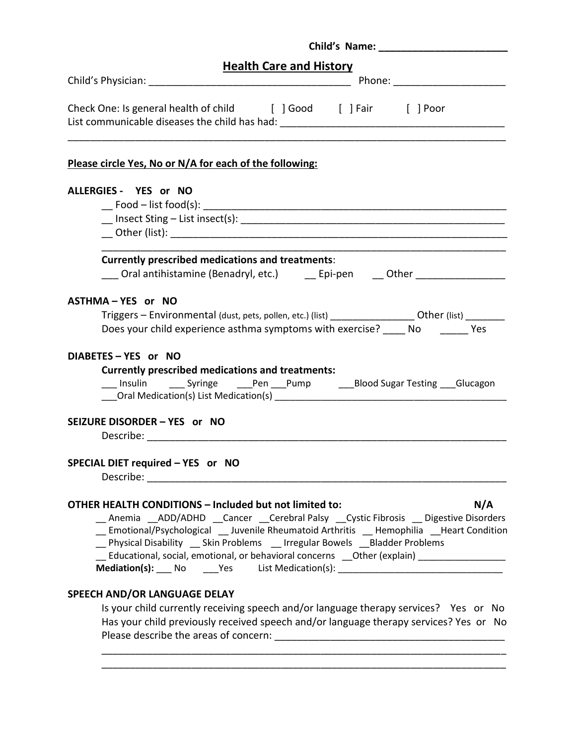Child's Name: _______________________

## Health Care and History

Child's Physician: ____________________________________ Phone: ____________________

Check One: Is general health of child [ ] Good [ ] Fair [ ] Poor

List communicable diseases the child has had: ________________________________________

_______________________________________________________________________________

**Please circle Yes, No or N/A for each of the following:**

**ALLERGIES - YES or NO**

__ Food – list food(s): _________________________________________________________

__ Insect Sting – List insect(s): _________________________________________________

__ Other (list): _________________________________________________________________

_______________________________________________________________________________

**Currently prescribed medications and treatments**:

___ Oral antihistamine (Benadryl, etc.) __ Epi-pen __ Other ________________

**ASTHMA – YES or NO**

Triggers – Environmental (dust, pets, pollen, etc.) (list) ________________ Other (list) _______

Does your child experience asthma symptoms with exercise? ____ No _____ Yes

**DIABETES – YES or NO**

**Currently prescribed medications and treatments:**

___ Insulin ___ Syringe ___Pen ___Pump ___Blood Sugar Testing ___Glucagon

___Oral Medication(s) List Medication(s) ____________________________________________

**SEIZURE DISORDER – YES or NO**

Describe: ____________________________________________________________________

**SPECIAL DIET required – YES or NO**

Describe: ____________________________________________________________________

**OTHER HEALTH CONDITIONS – Included but not limited to: N/A**

__ Anemia __ADD/ADHD __Cancer __Cerebral Palsy __Cystic Fibrosis __ Digestive Disorders

__ Emotional/Psychological __ Juvenile Rheumatoid Arthritis __ Hemophilia __Heart Condition

__ Physical Disability __ Skin Problems __ Irregular Bowels __Bladder Problems

__ Educational, social, emotional, or behavioral concerns __Other (explain) ________________

**Mediation(s):** ___ No ___Yes List Medication(s): ________________________________

**SPEECH AND/OR LANGUAGE DELAY**

Is your child currently receiving speech and/or language therapy services? Yes or No

Has your child previously received speech and/or language therapy services? Yes or No

Please describe the areas of concern: __________________________________________

_______________________________________________________________________________

_______________________________________________________________________________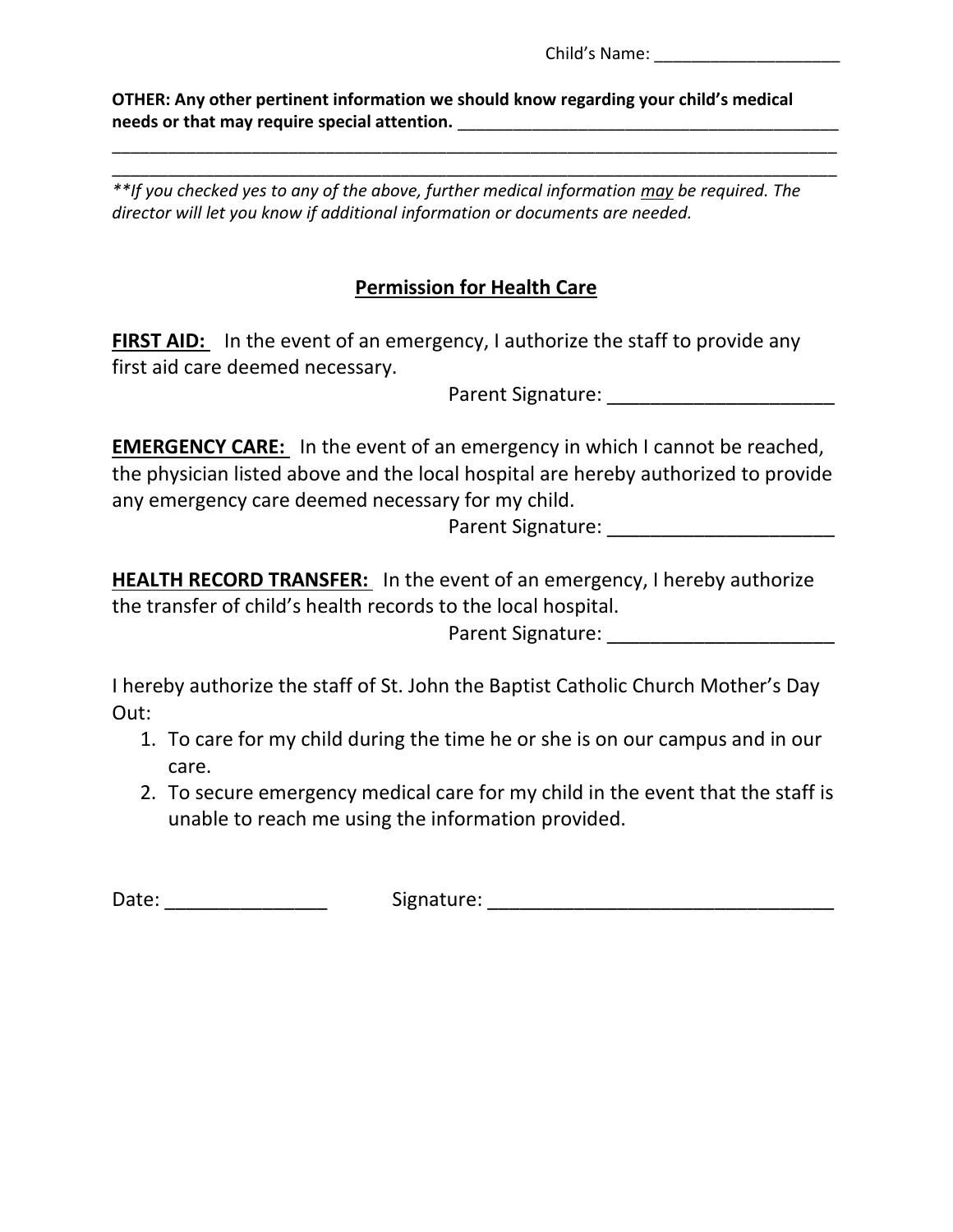Child's Name: ____________________

**OTHER: Any other pertinent information we should know regarding your child's medical needs or that may require special attention.** ___________________________________________
_________________________________________________________________________________
_________________________________________________________________________________

*\*\*If you checked yes to any of the above, further medical information <u>may</u> be required. The director will let you know if additional information or documents are needed.*

## <u>Permission for Health Care</u>

**<u>FIRST AID:</u>** In the event of an emergency, I authorize the staff to provide any first aid care deemed necessary.

Parent Signature: ______________________

**<u>EMERGENCY CARE:</u>** In the event of an emergency in which I cannot be reached, the physician listed above and the local hospital are hereby authorized to provide any emergency care deemed necessary for my child.

Parent Signature: ______________________

**<u>HEALTH RECORD TRANSFER:</u>** In the event of an emergency, I hereby authorize the transfer of child's health records to the local hospital.

Parent Signature: ______________________

I hereby authorize the staff of St. John the Baptist Catholic Church Mother's Day Out:

1. To care for my child during the time he or she is on our campus and in our care.
2. To secure emergency medical care for my child in the event that the staff is unable to reach me using the information provided.

Date: _______________ Signature: _________________________________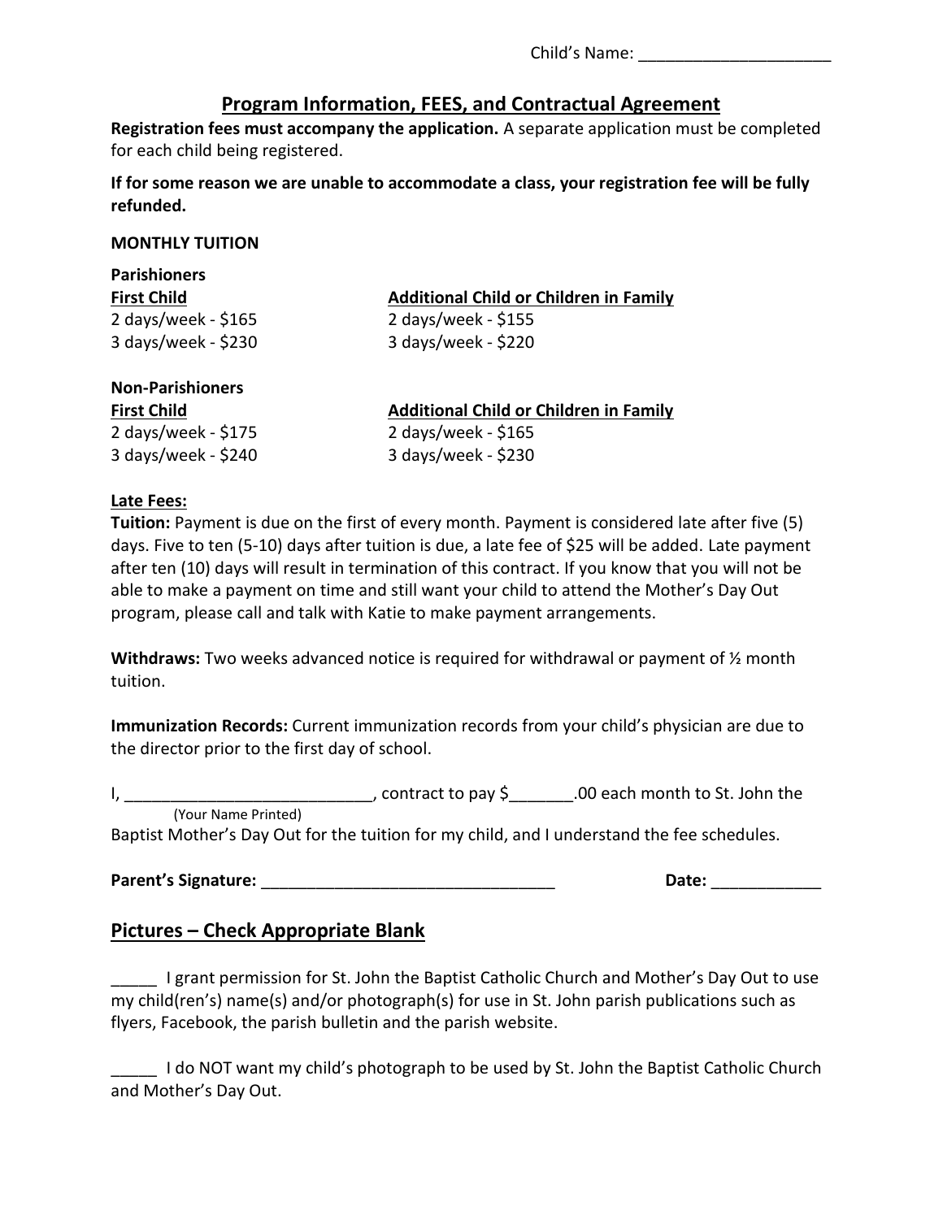Child's Name: _____________________

## Program Information, FEES, and Contractual Agreement

**Registration fees must accompany the application.** A separate application must be completed for each child being registered.

**If for some reason we are unable to accommodate a class, your registration fee will be fully refunded.**

**MONTHLY TUITION**

**Parishioners**

| First Child | Additional Child or Children in Family |
|---|---|
| 2 days/week - $165 | 2 days/week - $155 |
| 3 days/week - $230 | 3 days/week - $220 |

**Non-Parishioners**

| First Child | Additional Child or Children in Family |
|---|---|
| 2 days/week - $175 | 2 days/week - $165 |
| 3 days/week - $240 | 3 days/week - $230 |

**Late Fees:**

**Tuition:** Payment is due on the first of every month. Payment is considered late after five (5) days. Five to ten (5-10) days after tuition is due, a late fee of $25 will be added. Late payment after ten (10) days will result in termination of this contract. If you know that you will not be able to make a payment on time and still want your child to attend the Mother's Day Out program, please call and talk with Katie to make payment arrangements.

**Withdraws:** Two weeks advanced notice is required for withdrawal or payment of ½ month tuition.

**Immunization Records:** Current immunization records from your child's physician are due to the director prior to the first day of school.

I, ___________________________, contract to pay $_______.00 each month to St. John the
(Your Name Printed)
Baptist Mother's Day Out for the tuition for my child, and I understand the fee schedules.

**Parent's Signature:** _________________________________ **Date:** ____________

## Pictures – Check Appropriate Blank

_____ I grant permission for St. John the Baptist Catholic Church and Mother's Day Out to use my child(ren's) name(s) and/or photograph(s) for use in St. John parish publications such as flyers, Facebook, the parish bulletin and the parish website.

_____ I do NOT want my child's photograph to be used by St. John the Baptist Catholic Church and Mother's Day Out.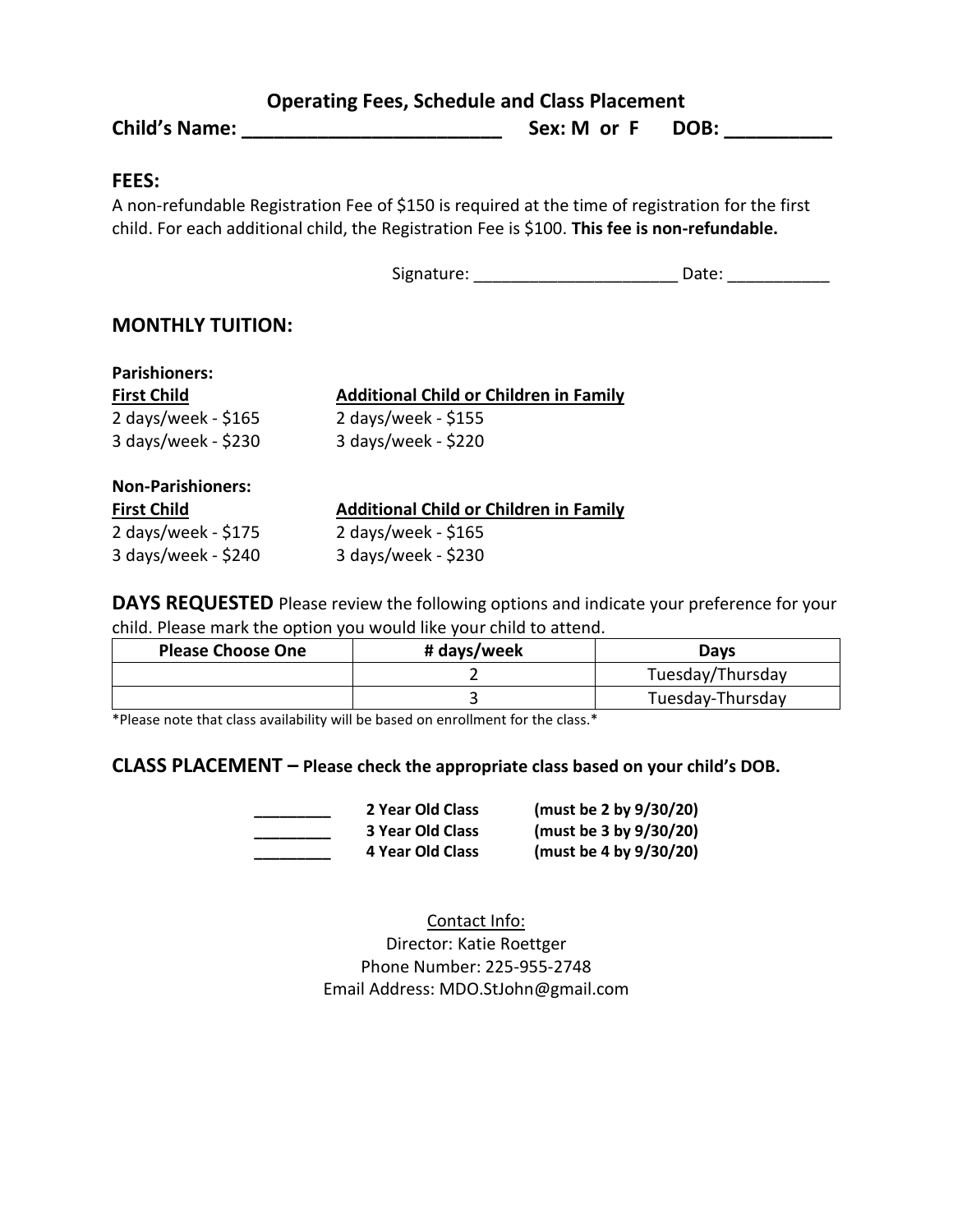## Operating Fees, Schedule and Class Placement

**Child's Name: ________________________ Sex: M or F DOB: __________**

### FEES:

A non-refundable Registration Fee of $150 is required at the time of registration for the first child. For each additional child, the Registration Fee is $100. **This fee is non-refundable.**

Signature: _____________________ Date: ___________

### MONTHLY TUITION:

**Parishioners:**

| **First Child** | **Additional Child or Children in Family** |
|---|---|
| 2 days/week - $165 | 2 days/week - $155 |
| 3 days/week - $230 | 3 days/week - $220 |

**Non-Parishioners:**

| **First Child** | **Additional Child or Children in Family** |
|---|---|
| 2 days/week - $175 | 2 days/week - $165 |
| 3 days/week - $240 | 3 days/week - $230 |

**DAYS REQUESTED** Please review the following options and indicate your preference for your child. Please mark the option you would like your child to attend.

| Please Choose One | # days/week | Days |
|---|---|---|
| | 2 | Tuesday/Thursday |
| | 3 | Tuesday-Thursday |

*Please note that class availability will be based on enrollment for the class.*

### CLASS PLACEMENT – Please check the appropriate class based on your child's DOB.

**________ 2 Year Old Class (must be 2 by 9/30/20)**
**________ 3 Year Old Class (must be 3 by 9/30/20)**
**________ 4 Year Old Class (must be 4 by 9/30/20)**

Contact Info:
Director: Katie Roettger
Phone Number: 225-955-2748
Email Address: MDO.StJohn@gmail.com